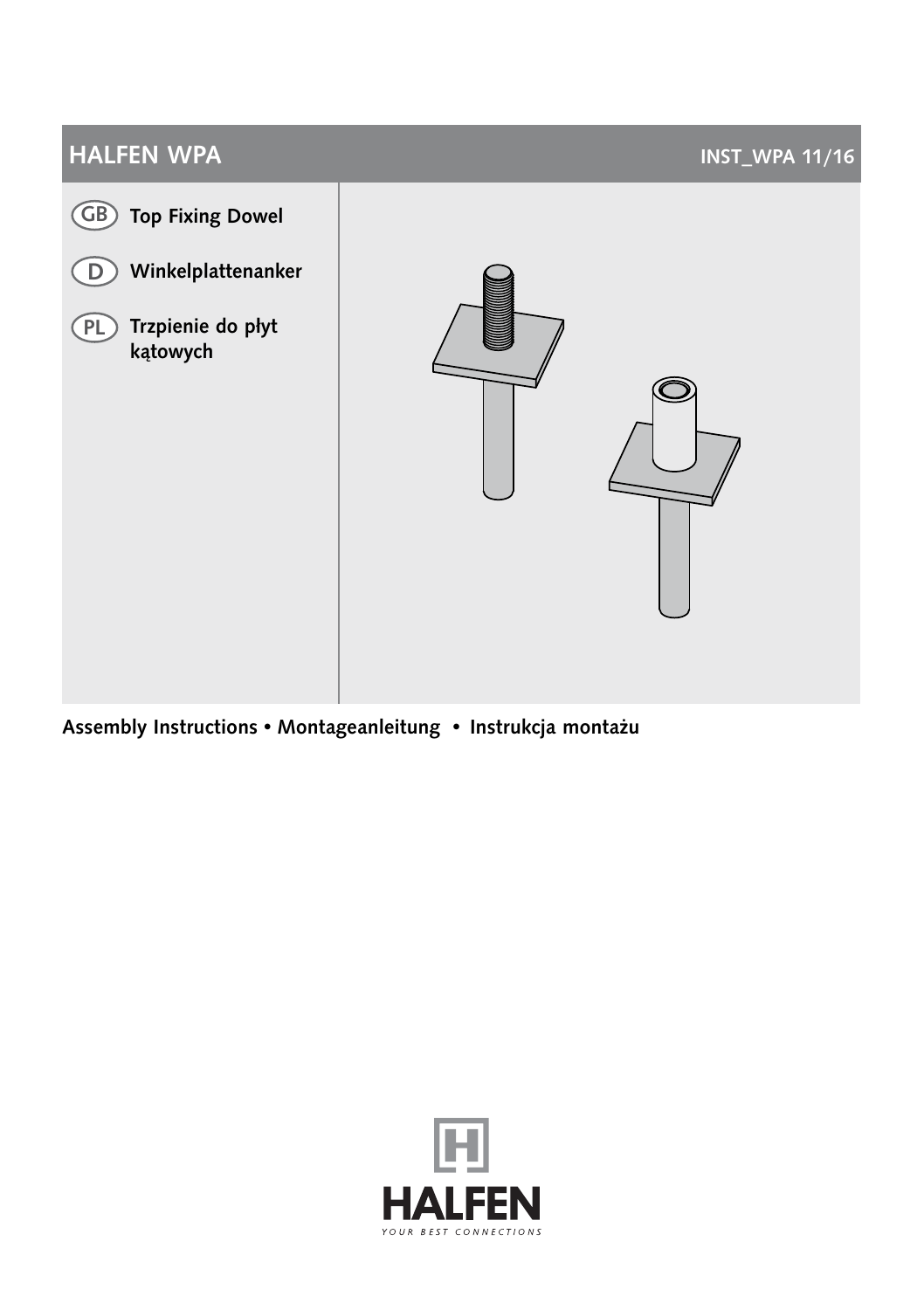# HALFEN WPA

INST_WPA 11/16

GB **Top Fixing Dowel**

D **Winkelplattenanker**

PL **Trzpienie do płyt kątowych**

**Assembly Instructions • Montageanleitung • Instrukcja montażu**

HALFEN

YOUR BEST CONNECTIONS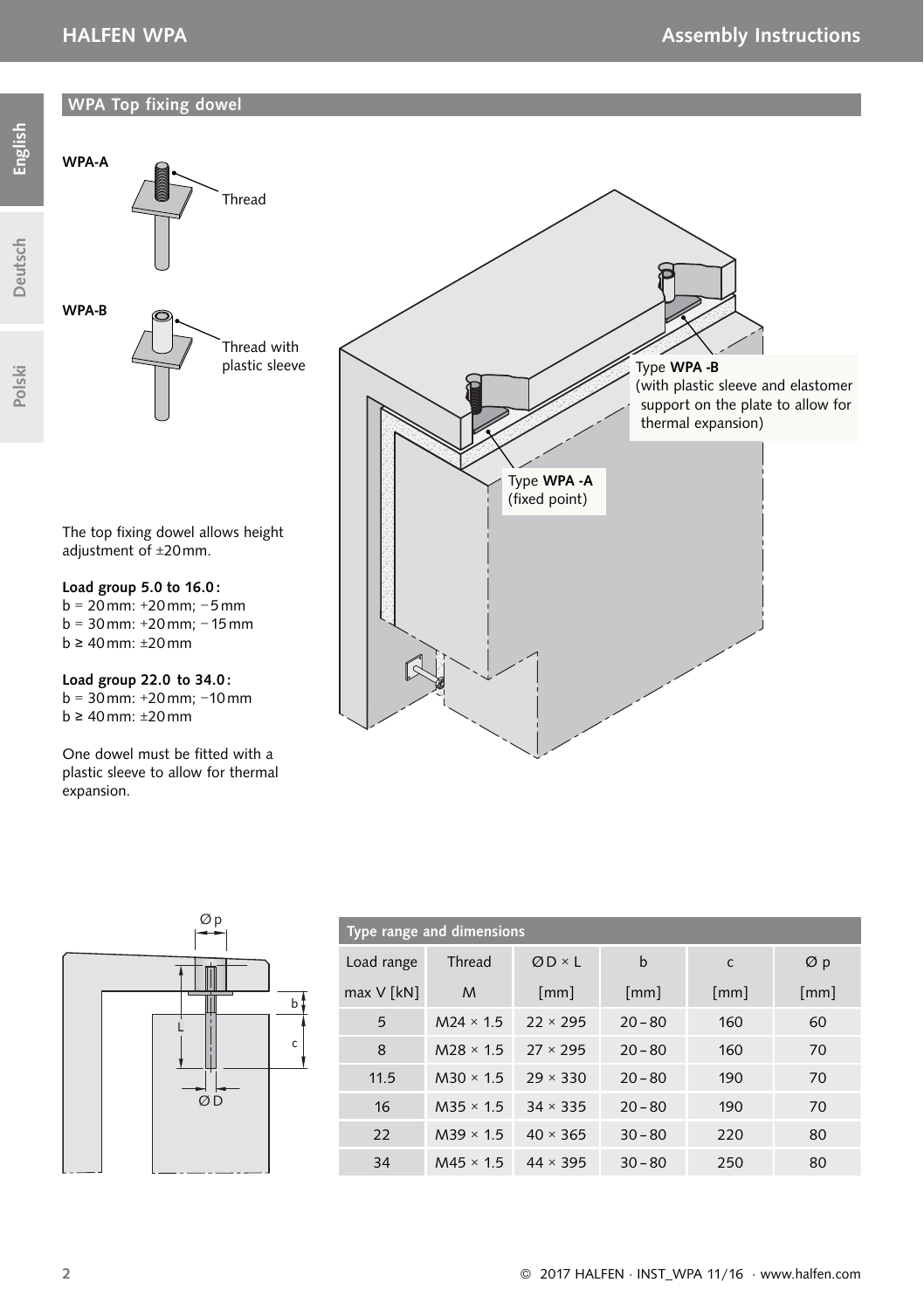## WPA Top fixing dowel

**WPA-A**

Thread

**WPA-B**

Thread with plastic sleeve

Type **WPA -B** (with plastic sleeve and elastomer support on the plate to allow for thermal expansion)

Type **WPA -A** (fixed point)

The top fixing dowel allows height adjustment of ±20 mm.

**Load group 5.0 to 16.0:**
b = 20 mm: +20 mm; −5 mm
b = 30 mm: +20 mm; −15 mm
b ≥ 40 mm: ±20 mm

**Load group 22.0 to 34.0:**
b = 30 mm: +20 mm; −10 mm
b ≥ 40 mm: ±20 mm

One dowel must be fitted with a plastic sleeve to allow for thermal expansion.

| Type range and dimensions | | | | | |
|---|---|---|---|---|---|
| Load range max V [kN] | Thread M | Ø D × L [mm] | b [mm] | c [mm] | Ø p [mm] |
| 5 | M24 × 1.5 | 22 × 295 | 20 – 80 | 160 | 60 |
| 8 | M28 × 1.5 | 27 × 295 | 20 – 80 | 160 | 70 |
| 11.5 | M30 × 1.5 | 29 × 330 | 20 – 80 | 190 | 70 |
| 16 | M35 × 1.5 | 34 × 335 | 20 – 80 | 190 | 70 |
| 22 | M39 × 1.5 | 40 × 365 | 30 – 80 | 220 | 80 |
| 34 | M45 × 1.5 | 44 × 395 | 30 – 80 | 250 | 80 |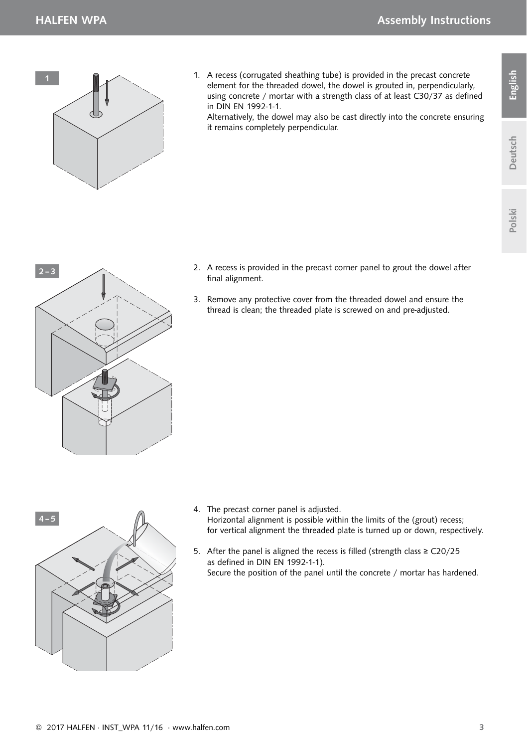1

1. A recess (corrugated sheathing tube) is provided in the precast concrete element for the threaded dowel, the dowel is grouted in, perpendicularly, using concrete / mortar with a strength class of at least C30/37 as defined in DIN EN 1992-1-1.
   Alternatively, the dowel may also be cast directly into the concrete ensuring it remains completely perpendicular.

2 – 3

2. A recess is provided in the precast corner panel to grout the dowel after final alignment.

3. Remove any protective cover from the threaded dowel and ensure the thread is clean; the threaded plate is screwed on and pre-adjusted.

4 – 5

4. The precast corner panel is adjusted.
   Horizontal alignment is possible within the limits of the (grout) recess; for vertical alignment the threaded plate is turned up or down, respectively.

5. After the panel is aligned the recess is filled (strength class ≥ C20/25 as defined in DIN EN 1992-1-1).
   Secure the position of the panel until the concrete / mortar has hardened.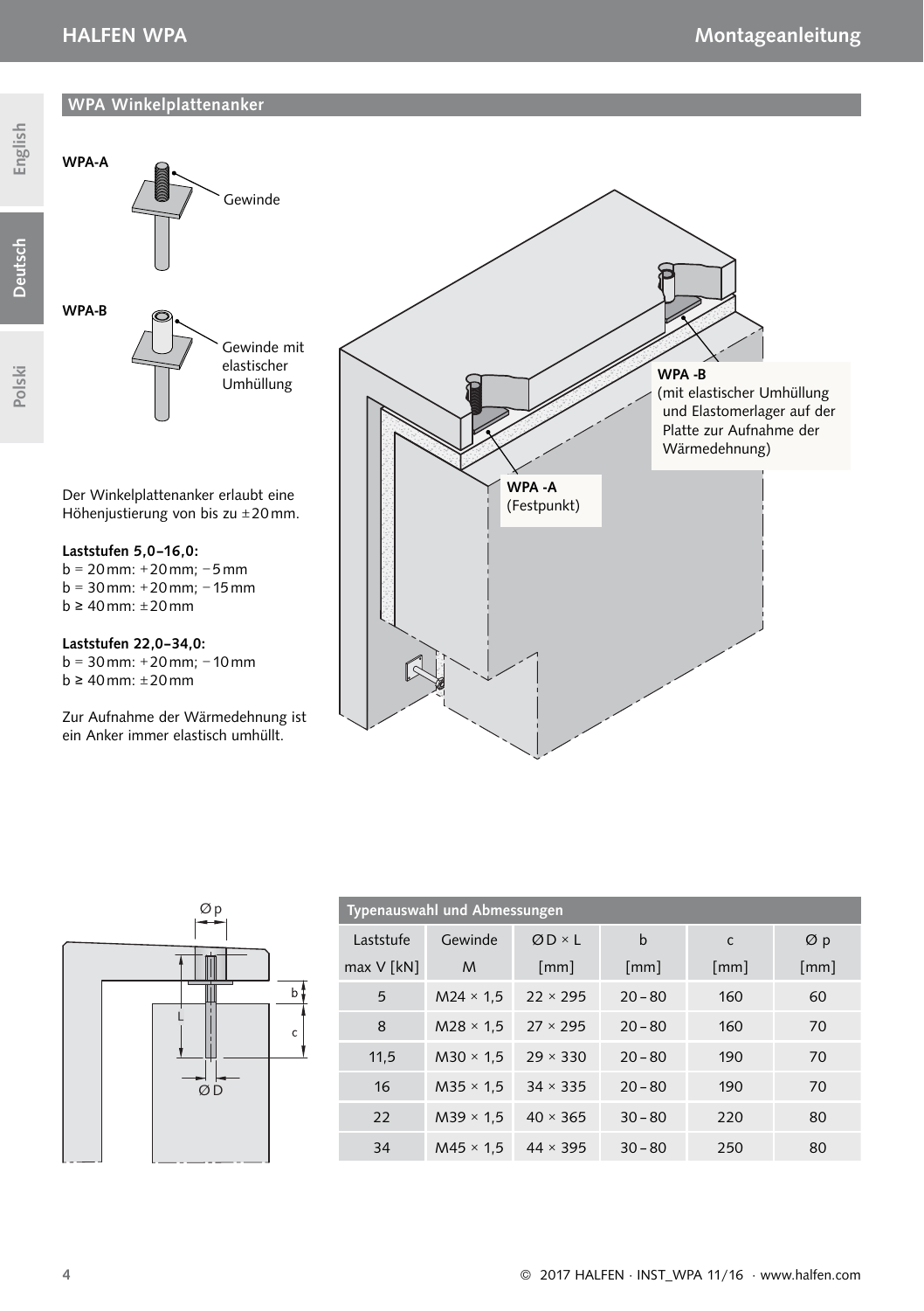## WPA Winkelplattenanker

**WPA-A**

Gewinde

**WPA-B**

Gewinde mit elastischer Umhüllung

**WPA -B**
(mit elastischer Umhüllung und Elastomerlager auf der Platte zur Aufnahme der Wärmedehnung)

**WPA -A**
(Festpunkt)

Der Winkelplattenanker erlaubt eine Höhenjustierung von bis zu ±20 mm.

**Laststufen 5,0–16,0:**
b = 20 mm: +20 mm; −5 mm
b = 30 mm: +20 mm; −15 mm
b ≥ 40 mm: ±20 mm

**Laststufen 22,0–34,0:**
b = 30 mm: +20 mm; −10 mm
b ≥ 40 mm: ±20 mm

Zur Aufnahme der Wärmedehnung ist ein Anker immer elastisch umhüllt.

| Typenauswahl und Abmessungen | | | | | |
|---|---|---|---|---|---|
| Laststufe max V [kN] | Gewinde M | Ø D × L [mm] | b [mm] | c [mm] | Ø p [mm] |
| 5 | M24 × 1,5 | 22 × 295 | 20 – 80 | 160 | 60 |
| 8 | M28 × 1,5 | 27 × 295 | 20 – 80 | 160 | 70 |
| 11,5 | M30 × 1,5 | 29 × 330 | 20 – 80 | 190 | 70 |
| 16 | M35 × 1,5 | 34 × 335 | 20 – 80 | 190 | 70 |
| 22 | M39 × 1,5 | 40 × 365 | 30 – 80 | 220 | 80 |
| 34 | M45 × 1,5 | 44 × 395 | 30 – 80 | 250 | 80 |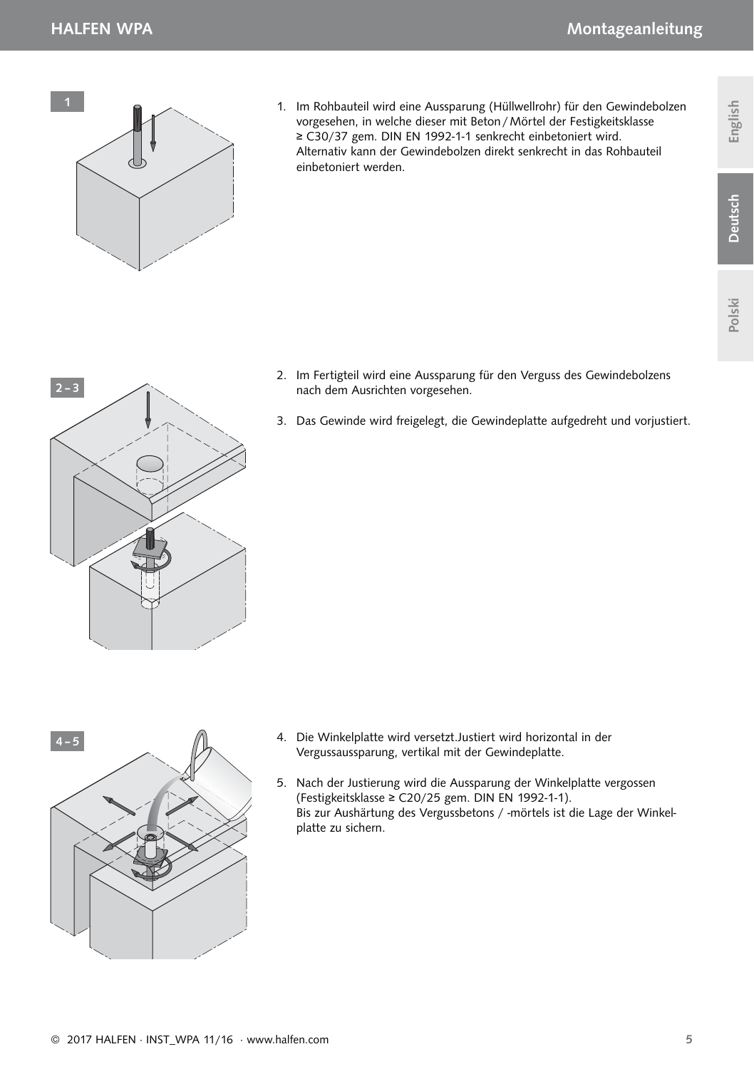1

1. Im Rohbauteil wird eine Aussparung (Hüllwellrohr) für den Gewindebolzen vorgesehen, in welche dieser mit Beton / Mörtel der Festigkeitsklasse ≥ C30/37 gem. DIN EN 1992-1-1 senkrecht einbetoniert wird.
   Alternativ kann der Gewindebolzen direkt senkrecht in das Rohbauteil einbetoniert werden.

2 – 3

2. Im Fertigteil wird eine Aussparung für den Verguss des Gewindebolzens nach dem Ausrichten vorgesehen.

3. Das Gewinde wird freigelegt, die Gewindeplatte aufgedreht und vorjustiert.

4 – 5

4. Die Winkelplatte wird versetzt.Justiert wird horizontal in der Vergussaussparung, vertikal mit der Gewindeplatte.

5. Nach der Justierung wird die Aussparung der Winkelplatte vergossen (Festigkeitsklasse ≥ C20/25 gem. DIN EN 1992-1-1).
   Bis zur Aushärtung des Vergussbetons / -mörtels ist die Lage der Winkelplatte zu sichern.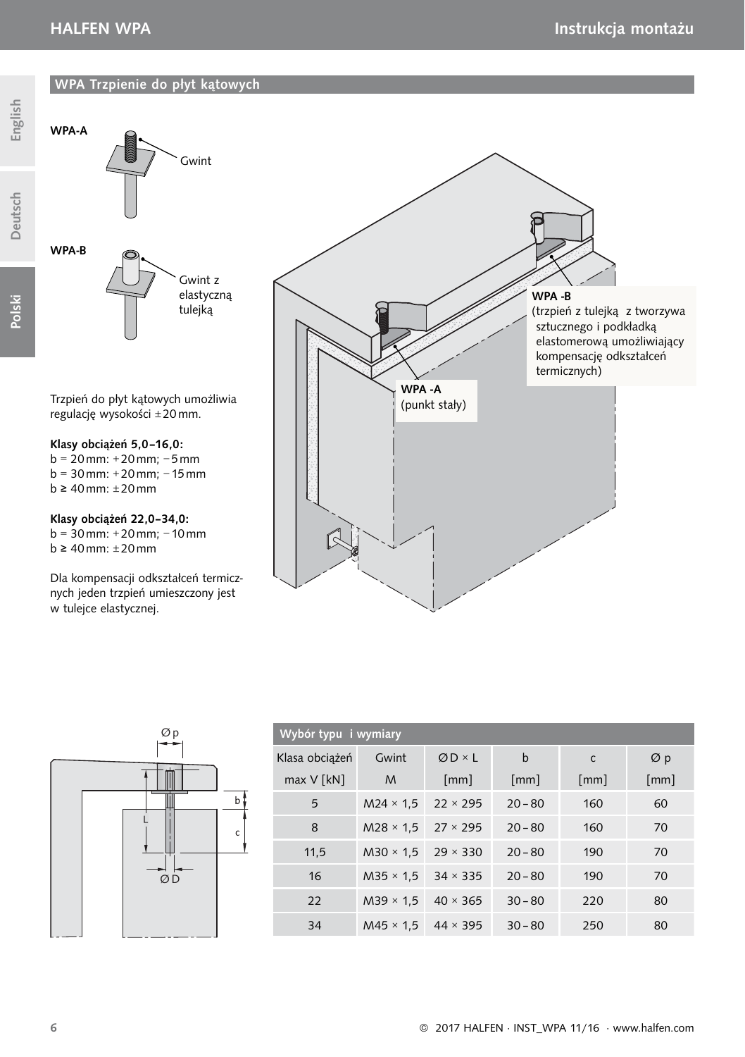## WPA Trzpienie do płyt kątowych

**WPA-A**

Gwint

**WPA-B**

Gwint z elastyczną tulejką

**WPA -B**
(trzpień z tulejką z tworzywa sztucznego i podkładką elastomerową umożliwiający kompensację odkształceń termicznych)

**WPA -A**
(punkt stały)

Trzpień do płyt kątowych umożliwia regulację wysokości ±20 mm.

**Klasy obciążeń 5,0–16,0:**
b = 20 mm: +20 mm; −5 mm
b = 30 mm: +20 mm; −15 mm
b ≥ 40 mm: ±20 mm

**Klasy obciążeń 22,0–34,0:**
b = 30 mm: +20 mm; −10 mm
b ≥ 40 mm: ±20 mm

Dla kompensacji odkształceń termicznych jeden trzpień umieszczony jest w tulejce elastycznej.

Ø p, L, b, c, Ø D

**Wybór typu i wymiary**

| Klasa obciążeń max V [kN] | Gwint M | Ø D × L [mm] | b [mm] | c [mm] | Ø p [mm] |
|---|---|---|---|---|---|
| 5 | M24 × 1,5 | 22 × 295 | 20 – 80 | 160 | 60 |
| 8 | M28 × 1,5 | 27 × 295 | 20 – 80 | 160 | 70 |
| 11,5 | M30 × 1,5 | 29 × 330 | 20 – 80 | 190 | 70 |
| 16 | M35 × 1,5 | 34 × 335 | 20 – 80 | 190 | 70 |
| 22 | M39 × 1,5 | 40 × 365 | 30 – 80 | 220 | 80 |
| 34 | M45 × 1,5 | 44 × 395 | 30 – 80 | 250 | 80 |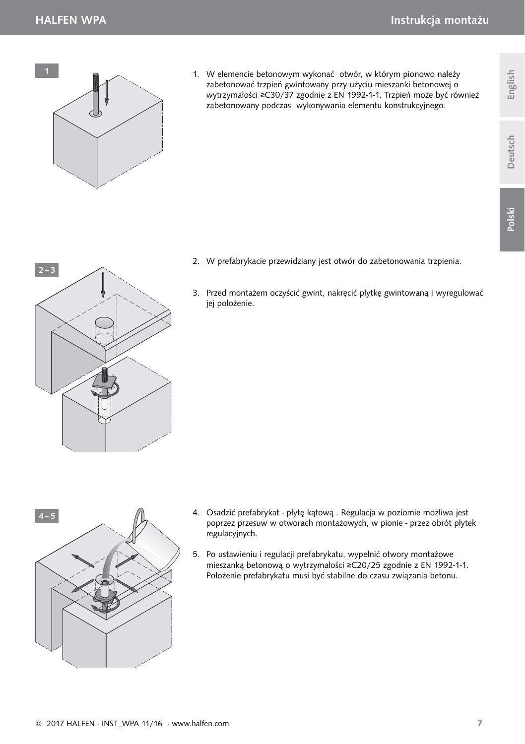1

1. W elemencie betonowym wykonać otwór, w którym pionowo należy zabetonować trzpień gwintowany przy użyciu mieszanki betonowej o wytrzymałości ≥C30/37 zgodnie z EN 1992-1-1. Trzpień może być również zabetonowany podczas wykonywania elementu konstrukcyjnego.

2 – 3

2. W prefabrykacie przewidziany jest otwór do zabetonowania trzpienia.

3. Przed montażem oczyścić gwint, nakręcić płytkę gwintowaną i wyregulować jej położenie.

4 – 5

4. Osadzić prefabrykat - płytę kątową . Regulacja w poziomie możliwa jest poprzez przesuw w otworach montażowych, w pionie - przez obrót płytek regulacyjnych.

5. Po ustawieniu i regulacji prefabrykatu, wypełnić otwory montażowe mieszanką betonową o wytrzymałości ≥C20/25 zgodnie z EN 1992-1-1. Położenie prefabrykatu musi być stabilne do czasu związania betonu.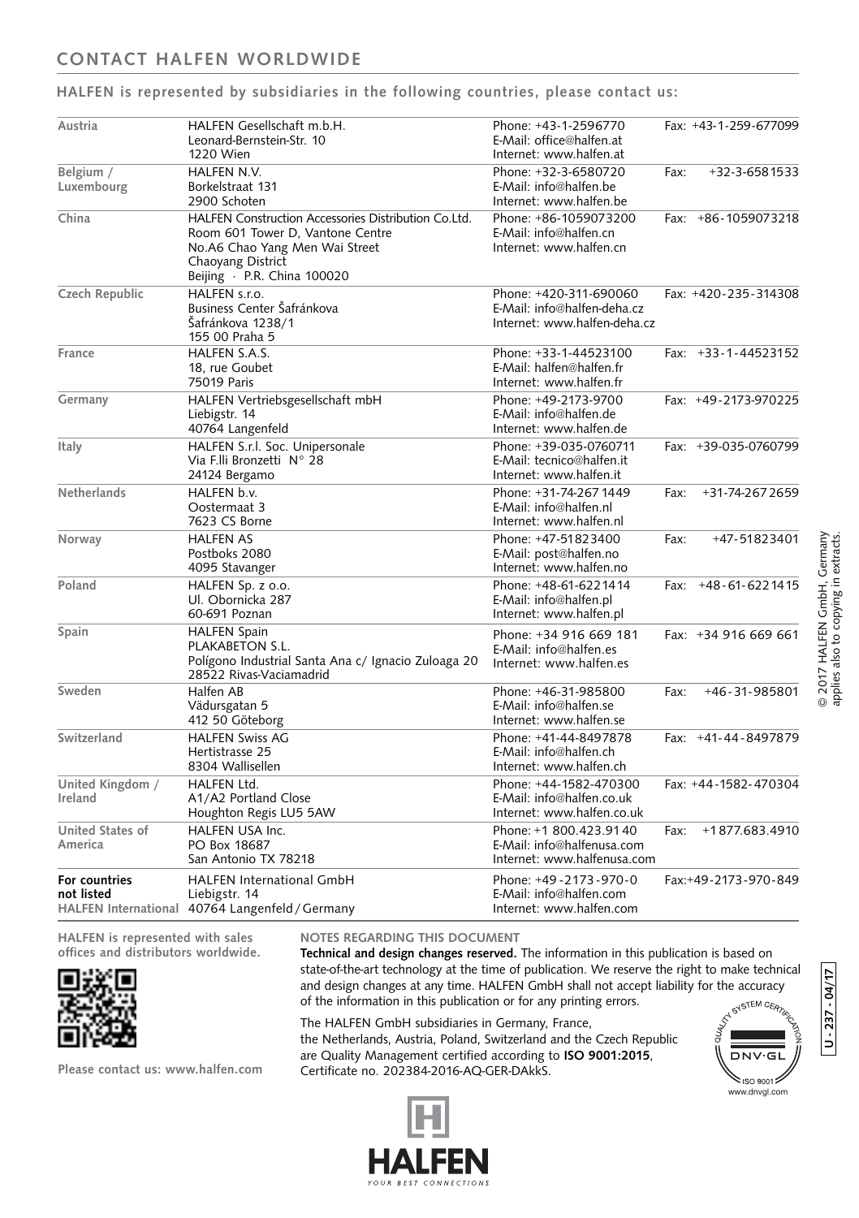## CONTACT HALFEN WORLDWIDE

**HALFEN is represented by subsidiaries in the following countries, please contact us:**

| | | | |
|---|---|---|---|
| Austria | HALFEN Gesellschaft m.b.H.<br>Leonard-Bernstein-Str. 10<br>1220 Wien | Phone: +43-1-2596770<br>E-Mail: office@halfen.at<br>Internet: www.halfen.at | Fax: +43-1-259-677099 |
| Belgium / Luxembourg | HALFEN N.V.<br>Borkelstraat 131<br>2900 Schoten | Phone: +32-3-6580720<br>E-Mail: info@halfen.be<br>Internet: www.halfen.be | Fax: +32-3-6581533 |
| China | HALFEN Construction Accessories Distribution Co.Ltd.<br>Room 601 Tower D, Vantone Centre<br>No.A6 Chao Yang Men Wai Street<br>Chaoyang District<br>Beijing · P.R. China 100020 | Phone: +86-1059073200<br>E-Mail: info@halfen.cn<br>Internet: www.halfen.cn | Fax: +86-1059073218 |
| Czech Republic | HALFEN s.r.o.<br>Business Center Šafránkova<br>Šafránkova 1238/1<br>155 00 Praha 5 | Phone: +420-311-690060<br>E-Mail: info@halfen-deha.cz<br>Internet: www.halfen-deha.cz | Fax: +420-235-314308 |
| France | HALFEN S.A.S.<br>18, rue Goubet<br>75019 Paris | Phone: +33-1-44523100<br>E-Mail: halfen@halfen.fr<br>Internet: www.halfen.fr | Fax: +33-1-44523152 |
| Germany | HALFEN Vertriebsgesellschaft mbH<br>Liebigstr. 14<br>40764 Langenfeld | Phone: +49-2173-9700<br>E-Mail: info@halfen.de<br>Internet: www.halfen.de | Fax: +49-2173-970225 |
| Italy | HALFEN S.r.l. Soc. Unipersonale<br>Via F.lli Bronzetti N° 28<br>24124 Bergamo | Phone: +39-035-0760711<br>E-Mail: tecnico@halfen.it<br>Internet: www.halfen.it | Fax: +39-035-0760799 |
| Netherlands | HALFEN b.v.<br>Oostermaat 3<br>7623 CS Borne | Phone: +31-74-267 1449<br>E-Mail: info@halfen.nl<br>Internet: www.halfen.nl | Fax: +31-74-267 2659 |
| Norway | HALFEN AS<br>Postboks 2080<br>4095 Stavanger | Phone: +47-51823400<br>E-Mail: post@halfen.no<br>Internet: www.halfen.no | Fax: +47-51823401 |
| Poland | HALFEN Sp. z o.o.<br>Ul. Obornicka 287<br>60-691 Poznan | Phone: +48-61-6221414<br>E-Mail: info@halfen.pl<br>Internet: www.halfen.pl | Fax: +48-61-6221415 |
| Spain | HALFEN Spain<br>PLAKABETON S.L.<br>Polígono Industrial Santa Ana c/ Ignacio Zuloaga 20<br>28522 Rivas-Vaciamadrid | Phone: +34 916 669 181<br>E-Mail: info@halfen.es<br>Internet: www.halfen.es | Fax: +34 916 669 661 |
| Sweden | Halfen AB<br>Vädursgatan 5<br>412 50 Göteborg | Phone: +46-31-985800<br>E-Mail: info@halfen.se<br>Internet: www.halfen.se | Fax: +46-31-985801 |
| Switzerland | HALFEN Swiss AG<br>Hertistrasse 25<br>8304 Wallisellen | Phone: +41-44-8497878<br>E-Mail: info@halfen.ch<br>Internet: www.halfen.ch | Fax: +41-44-8497879 |
| United Kingdom / Ireland | HALFEN Ltd.<br>A1/A2 Portland Close<br>Houghton Regis LU5 5AW | Phone: +44-1582-470300<br>E-Mail: info@halfen.co.uk<br>Internet: www.halfen.co.uk | Fax: +44-1582-470304 |
| United States of America | HALFEN USA Inc.<br>PO Box 18687<br>San Antonio TX 78218 | Phone: +1 800.423.9140<br>E-Mail: info@halfenusa.com<br>Internet: www.halfenusa.com | Fax: +1 877.683.4910 |
| **For countries not listed**<br>HALFEN International | HALFEN International GmbH<br>Liebigstr. 14<br>40764 Langenfeld / Germany | Phone: +49-2173-970-0<br>E-Mail: info@halfen.com<br>Internet: www.halfen.com | Fax: +49-2173-970-849 |

**HALFEN is represented with sales offices and distributors worldwide.**

Please contact us: www.halfen.com

**NOTES REGARDING THIS DOCUMENT**

**Technical and design changes reserved.** The information in this publication is based on state-of-the-art technology at the time of publication. We reserve the right to make technical and design changes at any time. HALFEN GmbH shall not accept liability for the accuracy of the information in this publication or for any printing errors.

The HALFEN GmbH subsidiaries in Germany, France, the Netherlands, Austria, Poland, Switzerland and the Czech Republic are Quality Management certified according to **ISO 9001:2015**, Certificate no. 202384-2016-AQ-GER-DAkkS.

QUALITY SYSTEM CERTIFICATION DNV·GL ISO 9001 www.dnvgl.com

© 2017 HALFEN GmbH, Germany applies also to copying in extracts.

U - 237 - 04/17

HALFEN
YOUR BEST CONNECTIONS